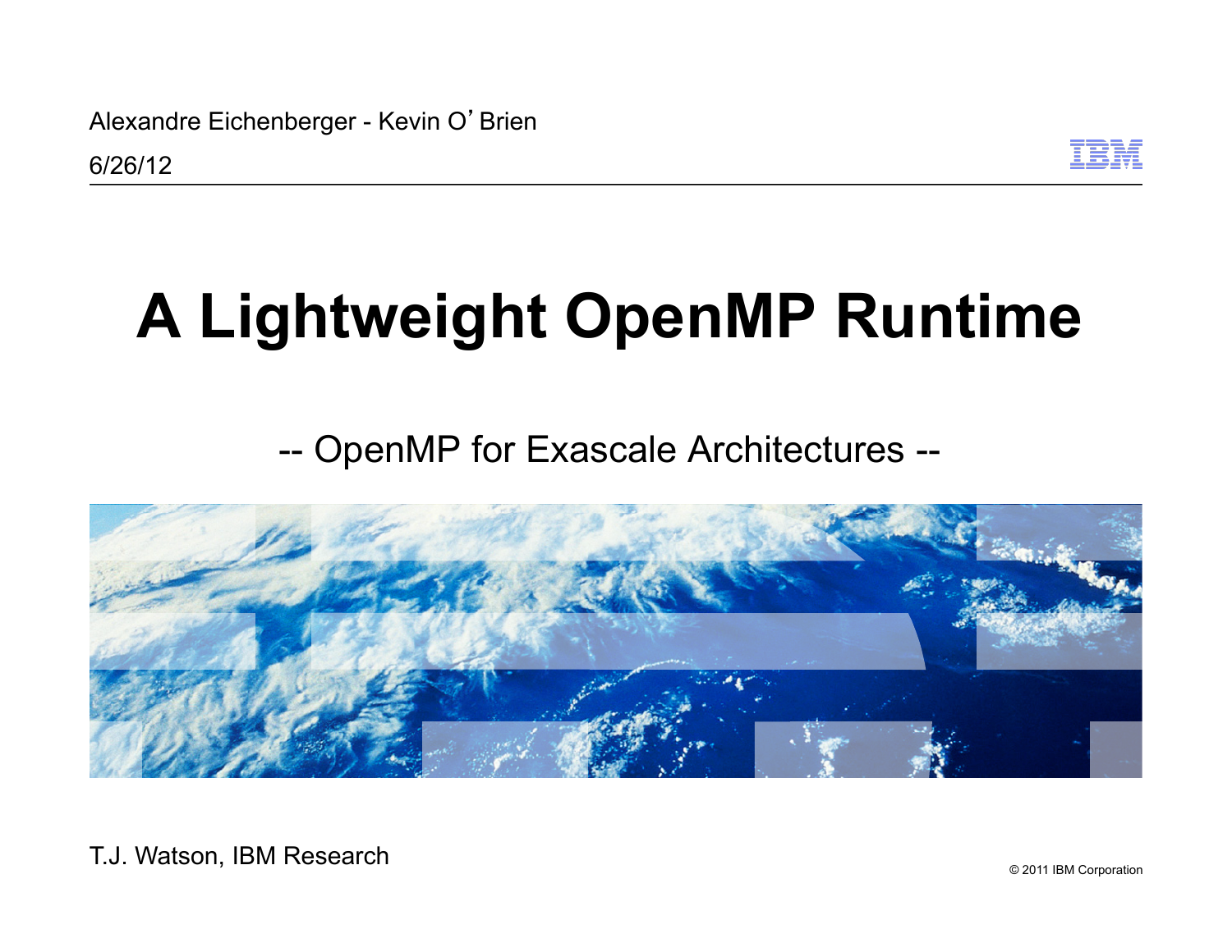Alexandre Eichenberger - Kevin O'Brien

6/26/12

# A Lightweight OpenMP Runtime

-- OpenMP for Exascale Architectures --

T.J. Watson, IBM Research

© 2011 IBM Corporation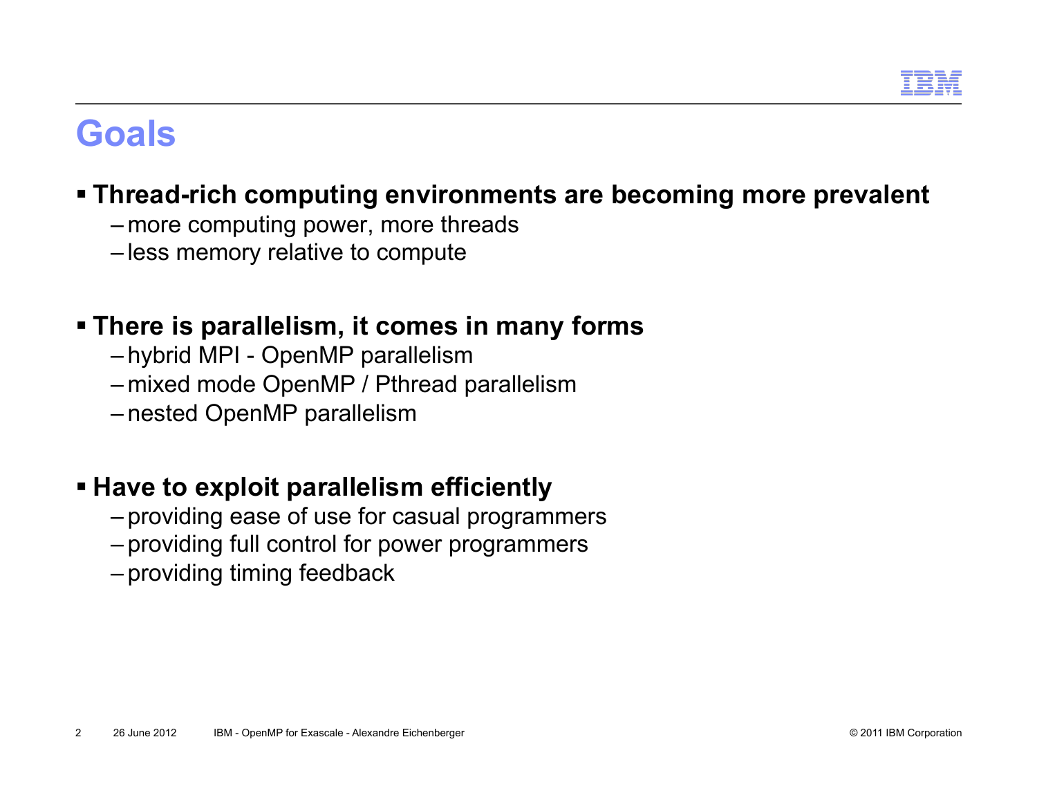# Goals

- **Thread-rich computing environments are becoming more prevalent**
  - more computing power, more threads
  - less memory relative to compute

- **There is parallelism, it comes in many forms**
  - hybrid MPI - OpenMP parallelism
  - mixed mode OpenMP / Pthread parallelism
  - nested OpenMP parallelism

- **Have to exploit parallelism efficiently**
  - providing ease of use for casual programmers
  - providing full control for power programmers
  - providing timing feedback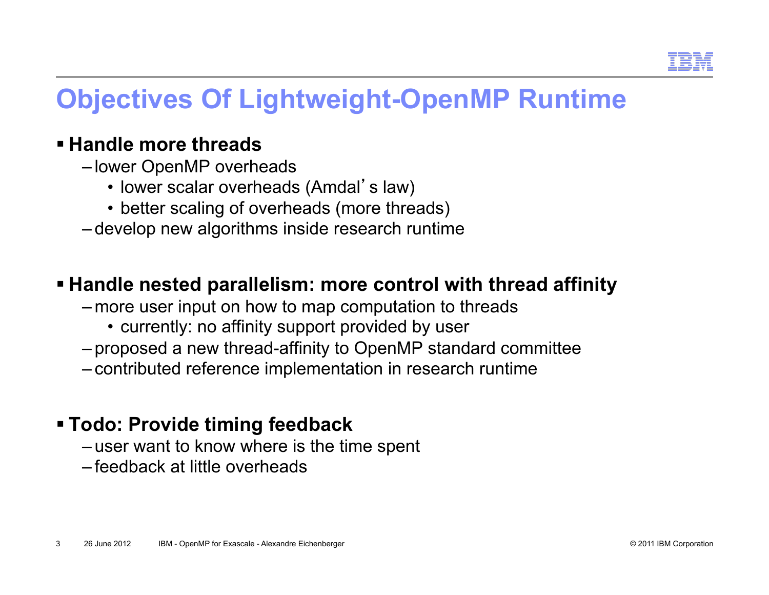# Objectives Of Lightweight-OpenMP Runtime

- **Handle more threads**
  - lower OpenMP overheads
    - lower scalar overheads (Amdal's law)
    - better scaling of overheads (more threads)
  - develop new algorithms inside research runtime

- **Handle nested parallelism: more control with thread affinity**
  - more user input on how to map computation to threads
    - currently: no affinity support provided by user
  - proposed a new thread-affinity to OpenMP standard committee
  - contributed reference implementation in research runtime

- **Todo: Provide timing feedback**
  - user want to know where is the time spent
  - feedback at little overheads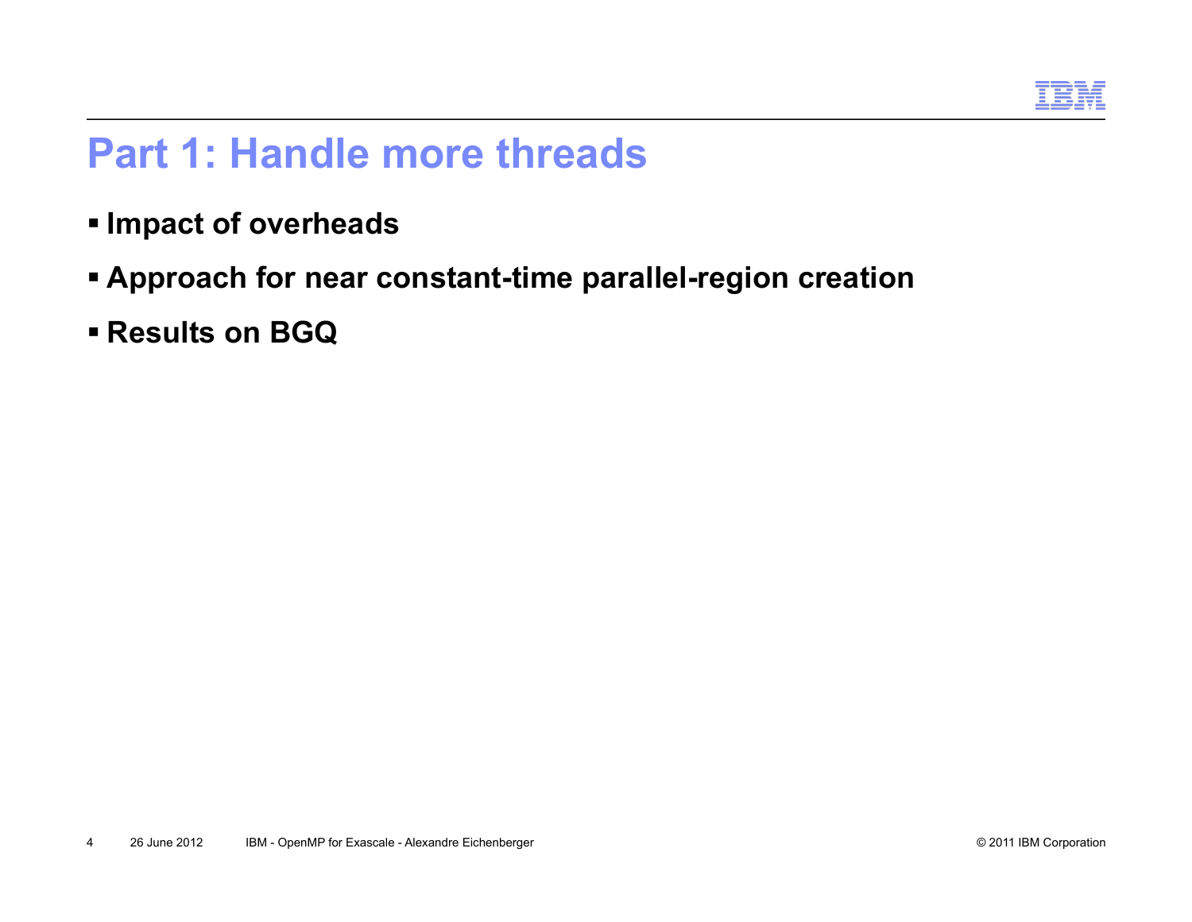# Part 1: Handle more threads

- **Impact of overheads**
- **Approach for near constant-time parallel-region creation**
- **Results on BGQ**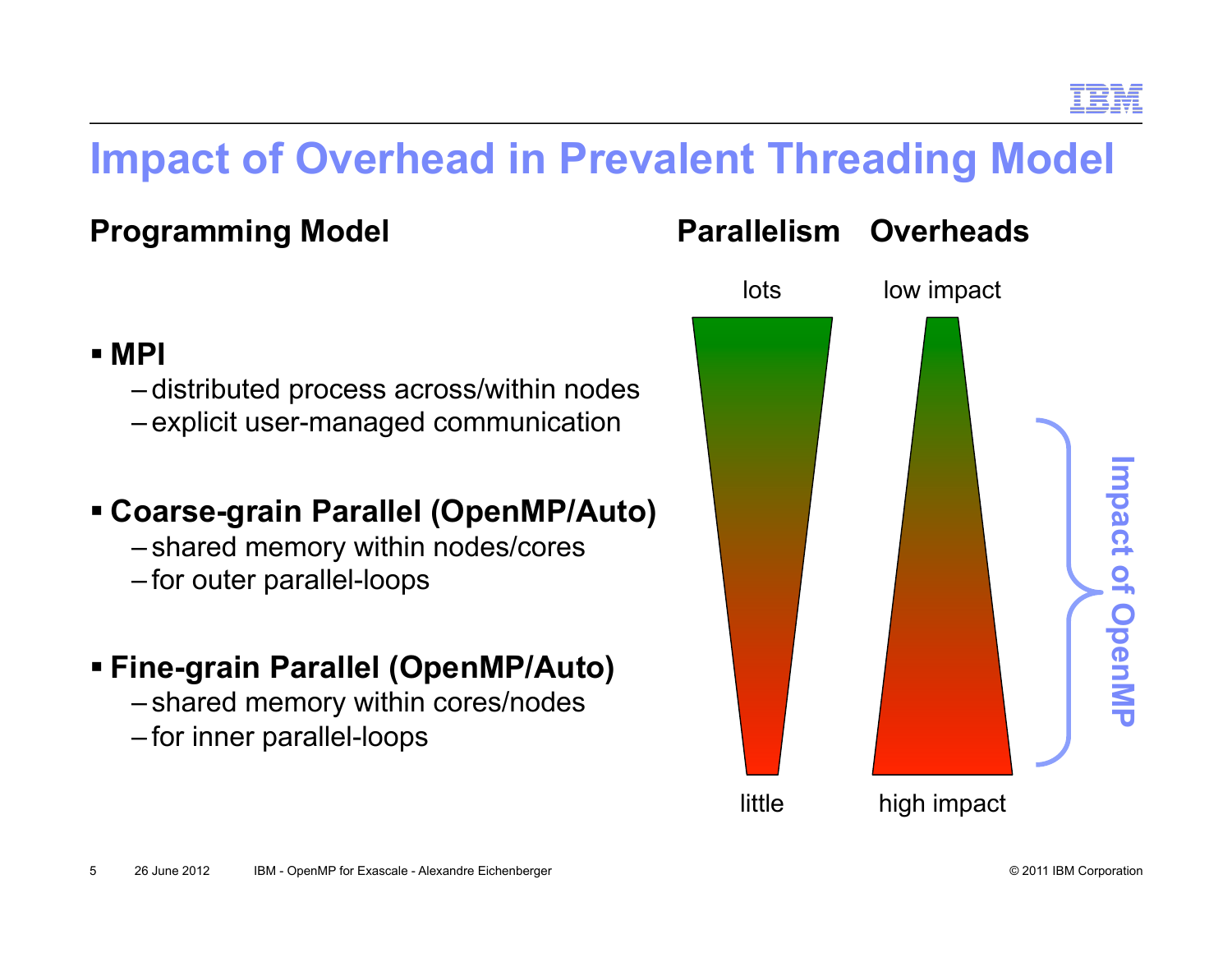# Impact of Overhead in Prevalent Threading Model

**Programming Model**

- **MPI**
  - distributed process across/within nodes
  - explicit user-managed communication
- **Coarse-grain Parallel (OpenMP/Auto)**
  - shared memory within nodes/cores
  - for outer parallel-loops
- **Fine-grain Parallel (OpenMP/Auto)**
  - shared memory within cores/nodes
  - for inner parallel-loops

**Parallelism** — lots … little

**Overheads** — low impact … high impact

Impact of OpenMP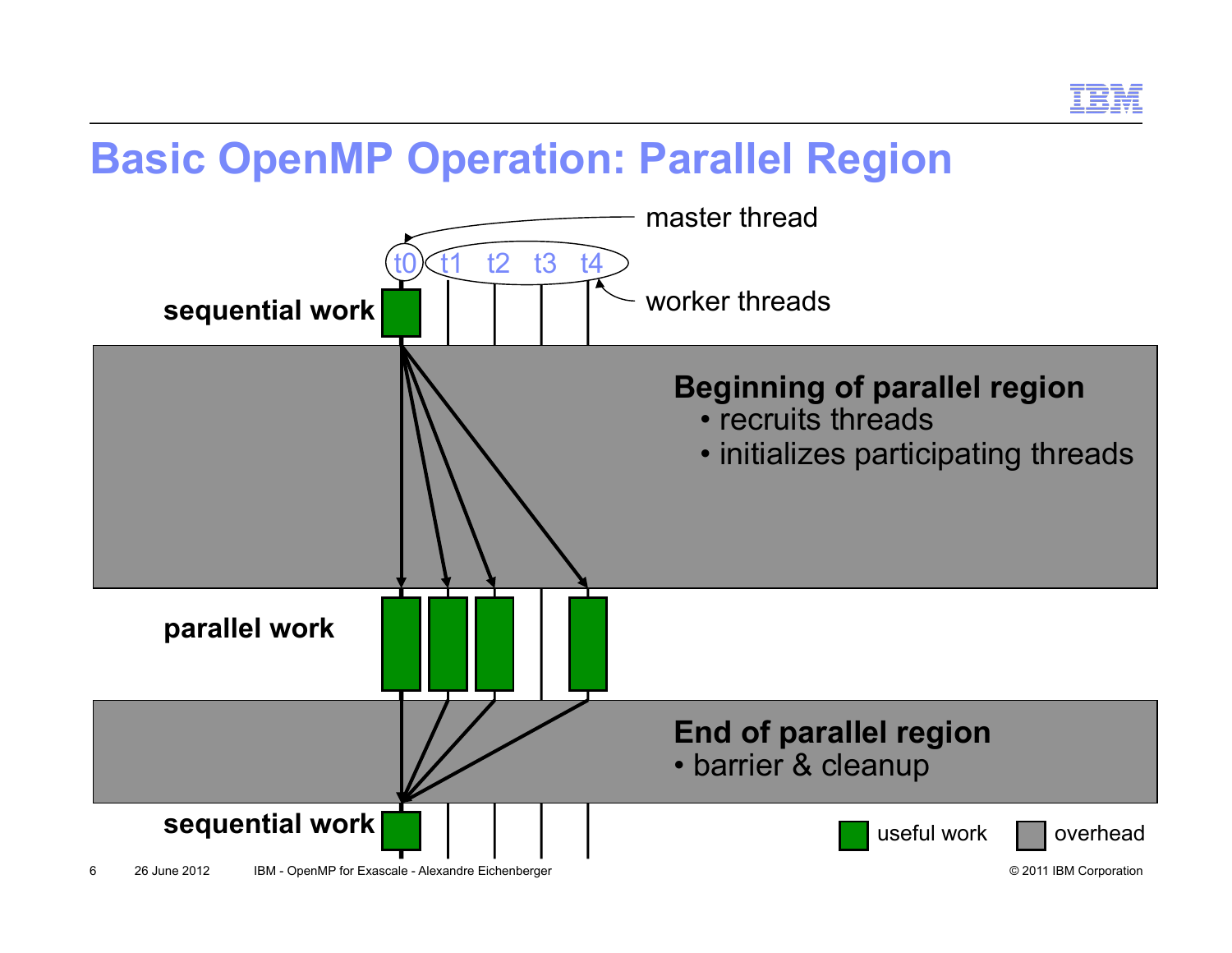# Basic OpenMP Operation: Parallel Region

master thread

t0 t1 t2 t3 t4

worker threads

**sequential work**

**Beginning of parallel region**
- recruits threads
- initializes participating threads

**parallel work**

**End of parallel region**
- barrier & cleanup

**sequential work**

useful work | overhead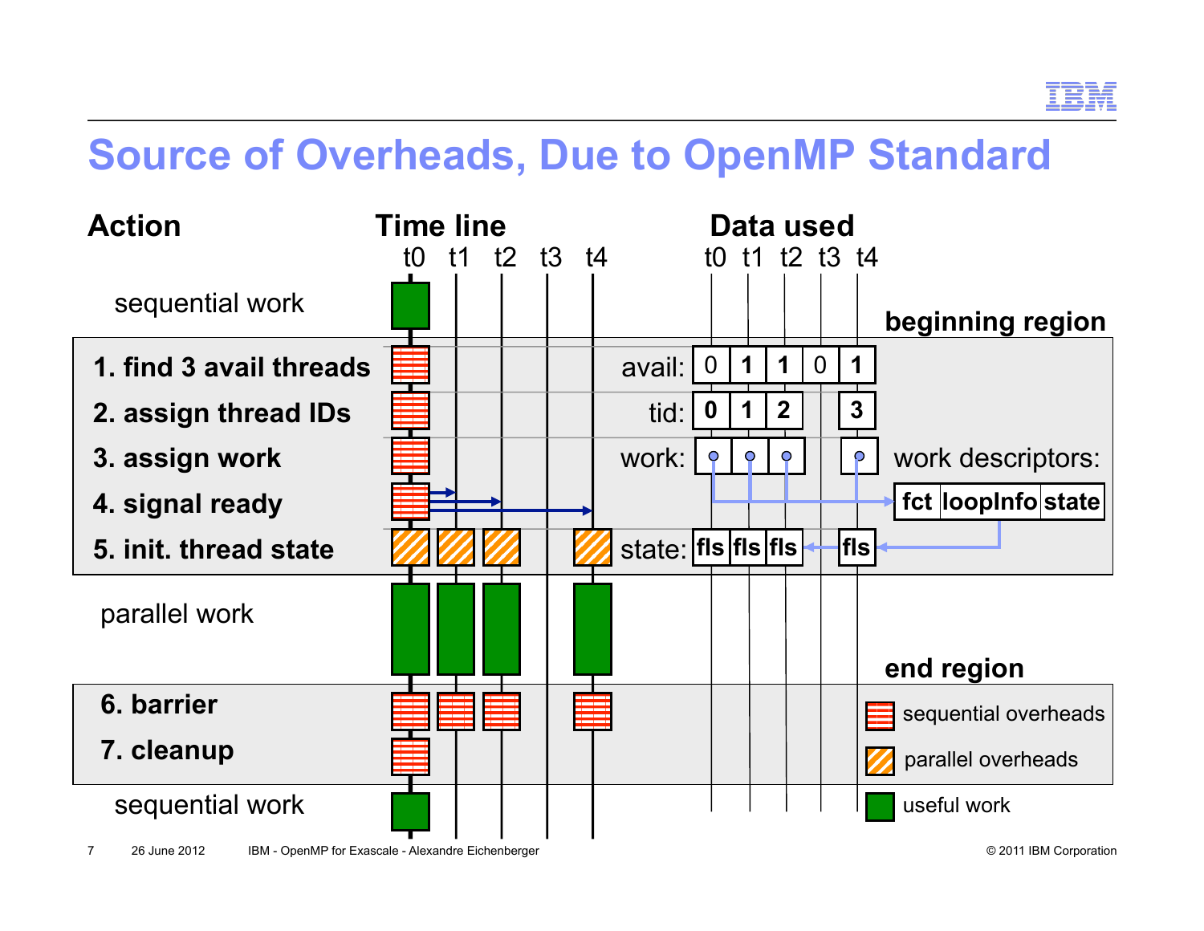# Source of Overheads, Due to OpenMP Standard

| Action | Time line (t0 t1 t2 t3 t4) | Data used (t0 t1 t2 t3 t4) |
|---|---|---|
| sequential work | | |
| **beginning region** | | |
| **1. find 3 avail threads** | | avail: 0 **1** **1** 0 **1** |
| **2. assign thread IDs** | | tid: **0** **1** **2** **3** |
| **3. assign work** | | work: → work descriptors: **fct** **loopInfo** **state** |
| **4. signal ready** | | |
| **5. init. thread state** | | state: **fls** **fls** **fls** **fls** |
| parallel work | | |
| **end region** | | |
| **6. barrier** | | |
| **7. cleanup** | | |
| sequential work | | |

Legend: sequential overheads; parallel overheads; useful work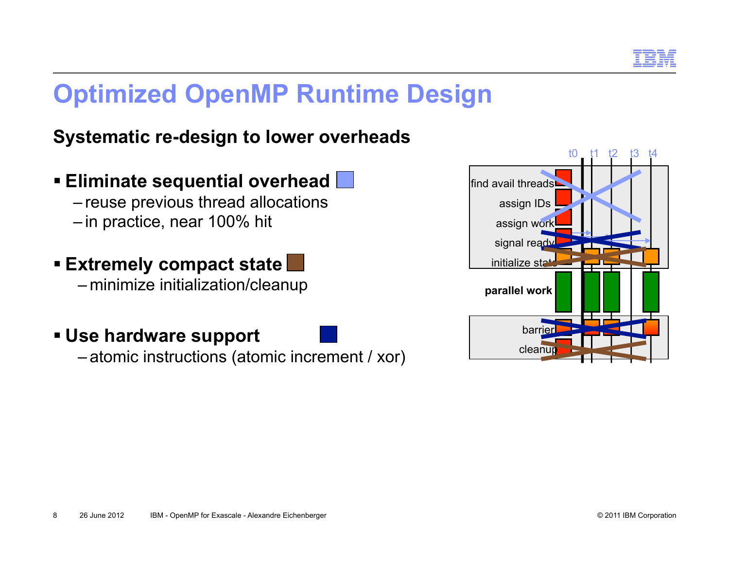# Optimized OpenMP Runtime Design

## Systematic re-design to lower overheads

- **Eliminate sequential overhead**
  - reuse previous thread allocations
  - in practice, near 100% hit

- **Extremely compact state**
  - minimize initialization/cleanup

- **Use hardware support**
  - atomic instructions (atomic increment / xor)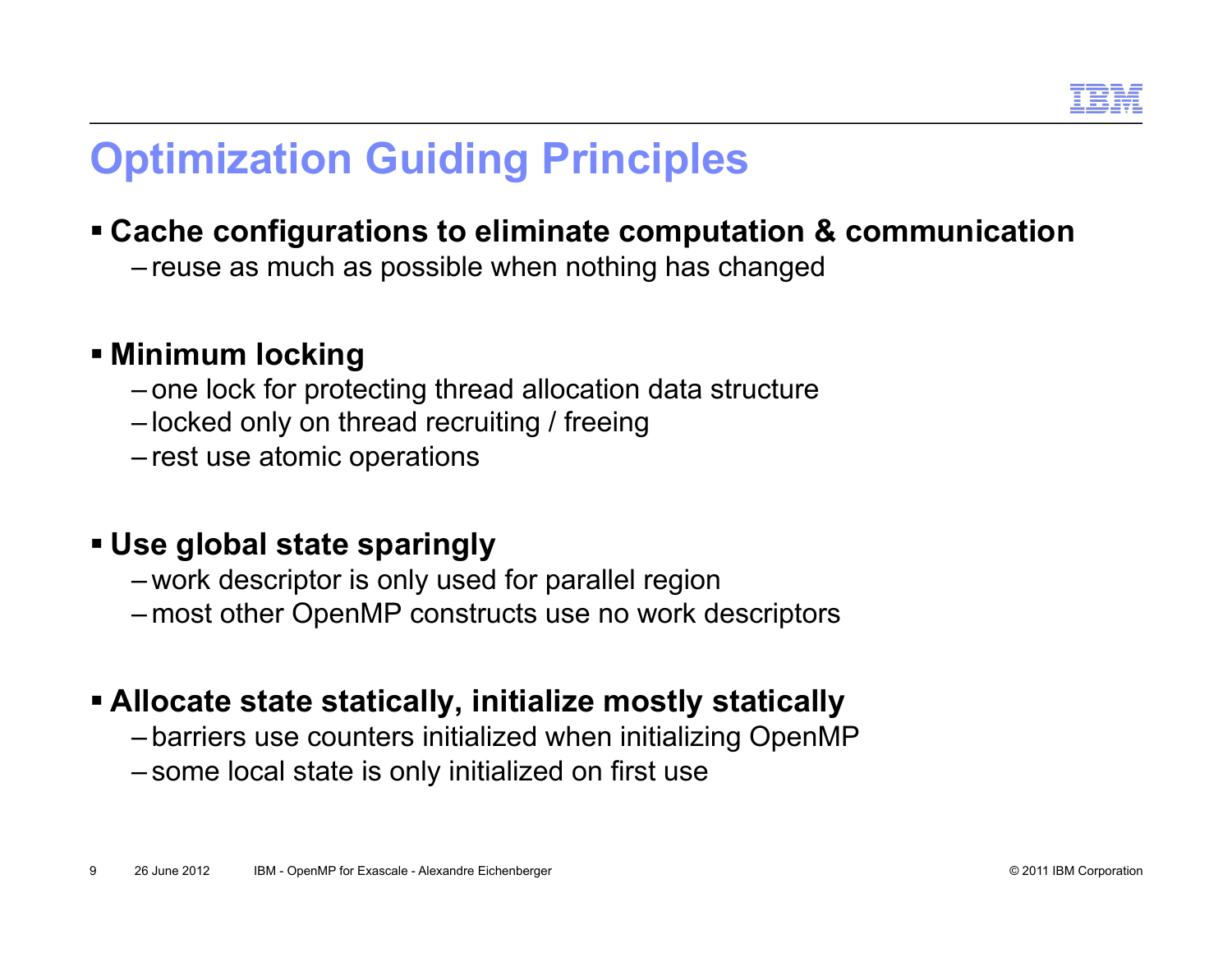# Optimization Guiding Principles

- **Cache configurations to eliminate computation & communication**
  - reuse as much as possible when nothing has changed

- **Minimum locking**
  - one lock for protecting thread allocation data structure
  - locked only on thread recruiting / freeing
  - rest use atomic operations

- **Use global state sparingly**
  - work descriptor is only used for parallel region
  - most other OpenMP constructs use no work descriptors

- **Allocate state statically, initialize mostly statically**
  - barriers use counters initialized when initializing OpenMP
  - some local state is only initialized on first use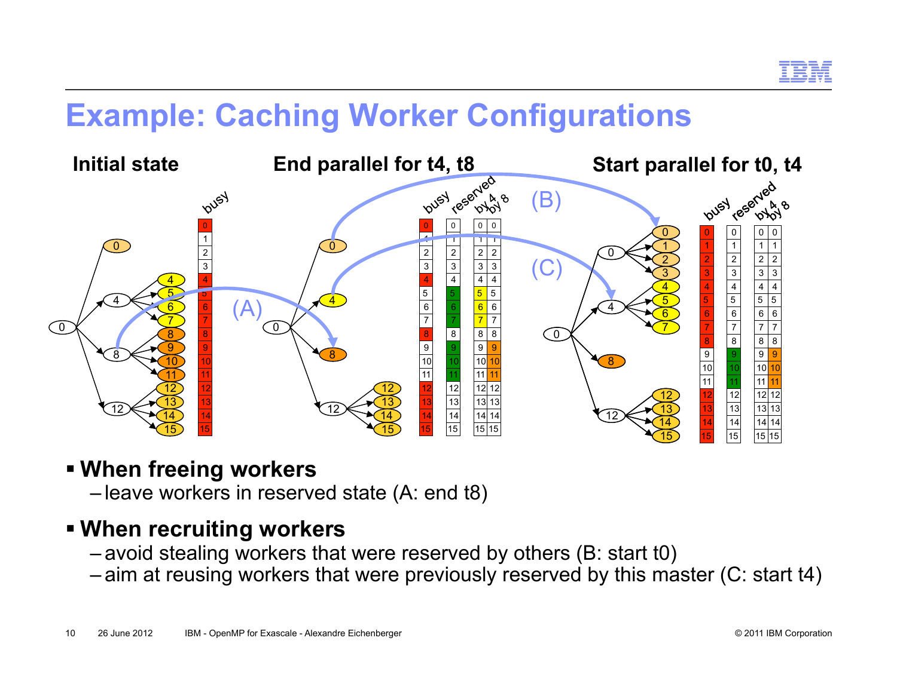# Example: Caching Worker Configurations

**Initial state** — **End parallel for t4, t8** — **Start parallel for t0, t4**

(A) (B) (C)

- **When freeing workers**
  - leave workers in reserved state (A: end t8)
- **When recruiting workers**
  - avoid stealing workers that were reserved by others (B: start t0)
  - aim at reusing workers that were previously reserved by this master (C: start t4)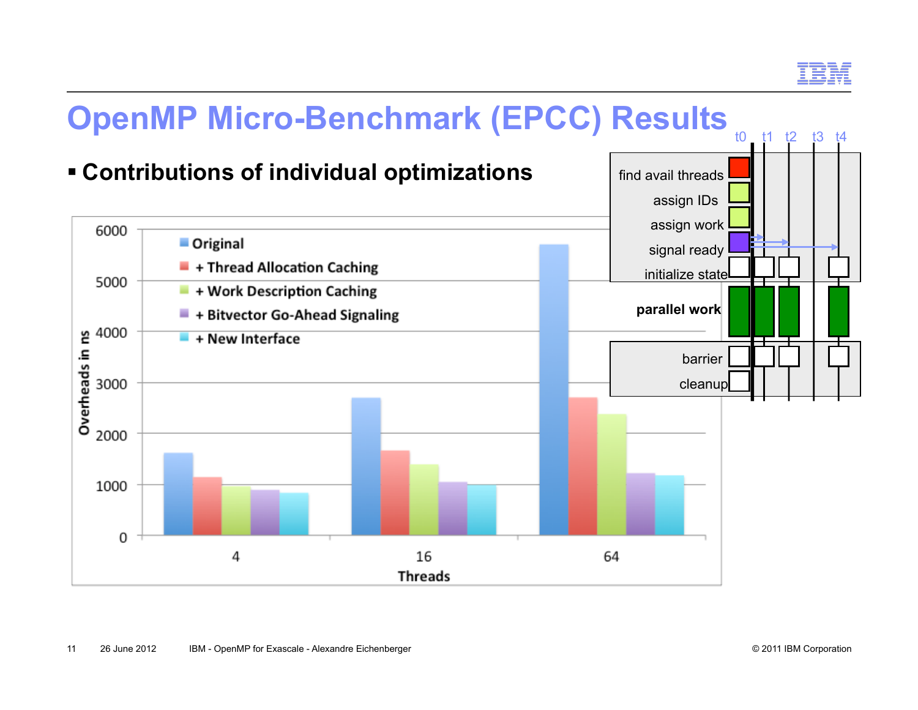# OpenMP Micro-Benchmark (EPCC) Results

- **Contributions of individual optimizations**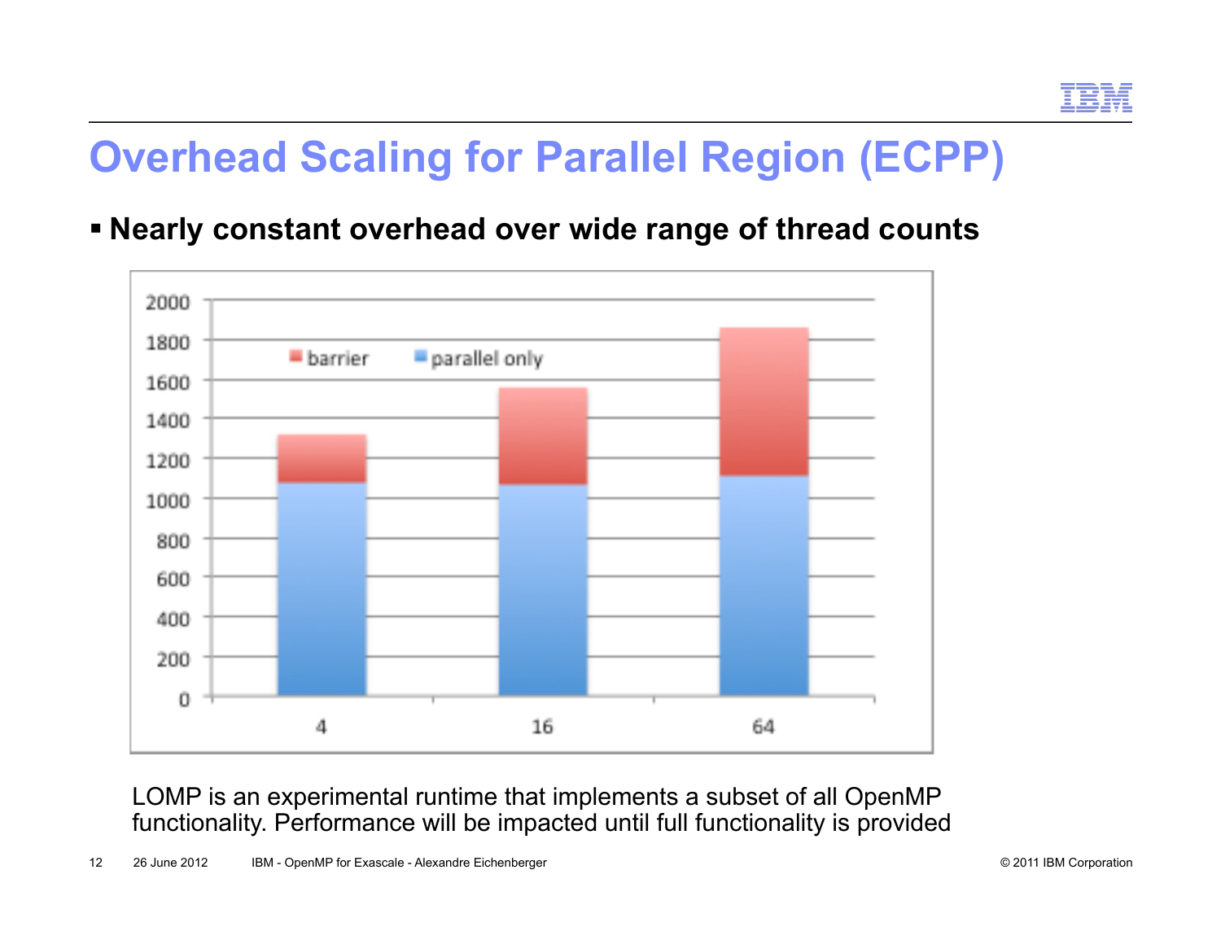# Overhead Scaling for Parallel Region (ECPP)

- **Nearly constant overhead over wide range of thread counts**

LOMP is an experimental runtime that implements a subset of all OpenMP functionality. Performance will be impacted until full functionality is provided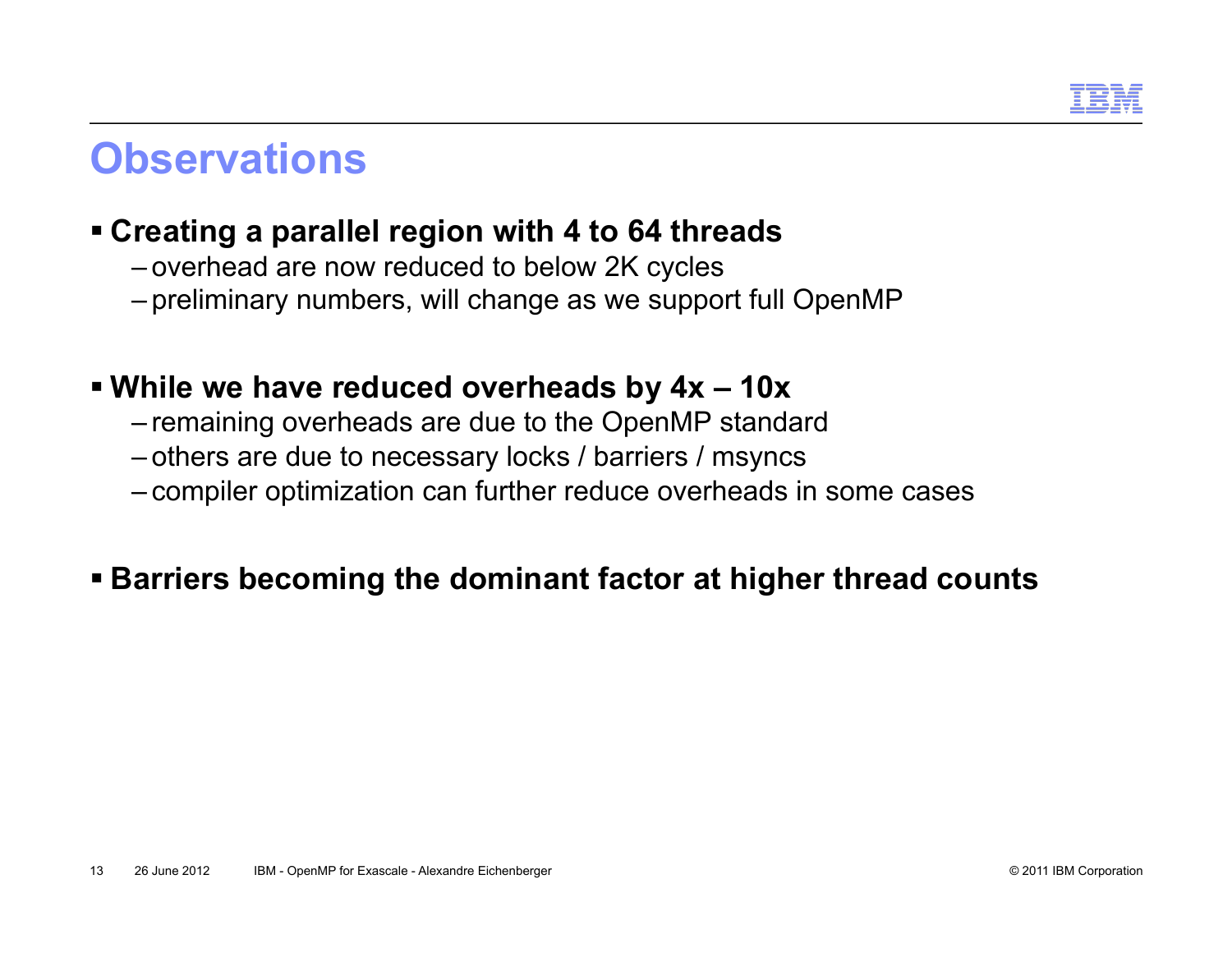# Observations

- **Creating a parallel region with 4 to 64 threads**
  - overhead are now reduced to below 2K cycles
  - preliminary numbers, will change as we support full OpenMP

- **While we have reduced overheads by 4x – 10x**
  - remaining overheads are due to the OpenMP standard
  - others are due to necessary locks / barriers / msyncs
  - compiler optimization can further reduce overheads in some cases

- **Barriers becoming the dominant factor at higher thread counts**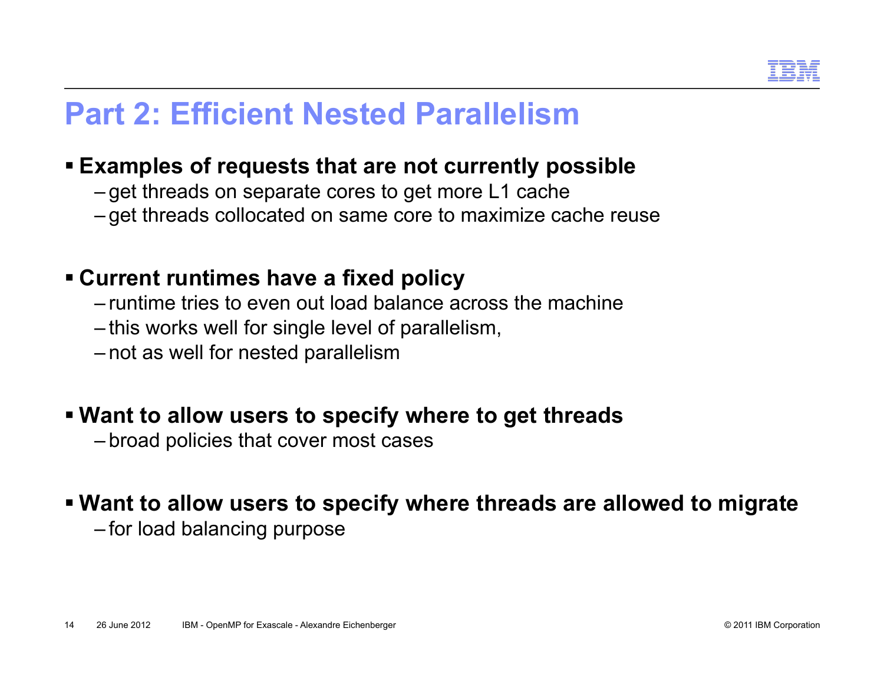# Part 2: Efficient Nested Parallelism

- **Examples of requests that are not currently possible**
  - get threads on separate cores to get more L1 cache
  - get threads collocated on same core to maximize cache reuse

- **Current runtimes have a fixed policy**
  - runtime tries to even out load balance across the machine
  - this works well for single level of parallelism,
  - not as well for nested parallelism

- **Want to allow users to specify where to get threads**
  - broad policies that cover most cases

- **Want to allow users to specify where threads are allowed to migrate**
  - for load balancing purpose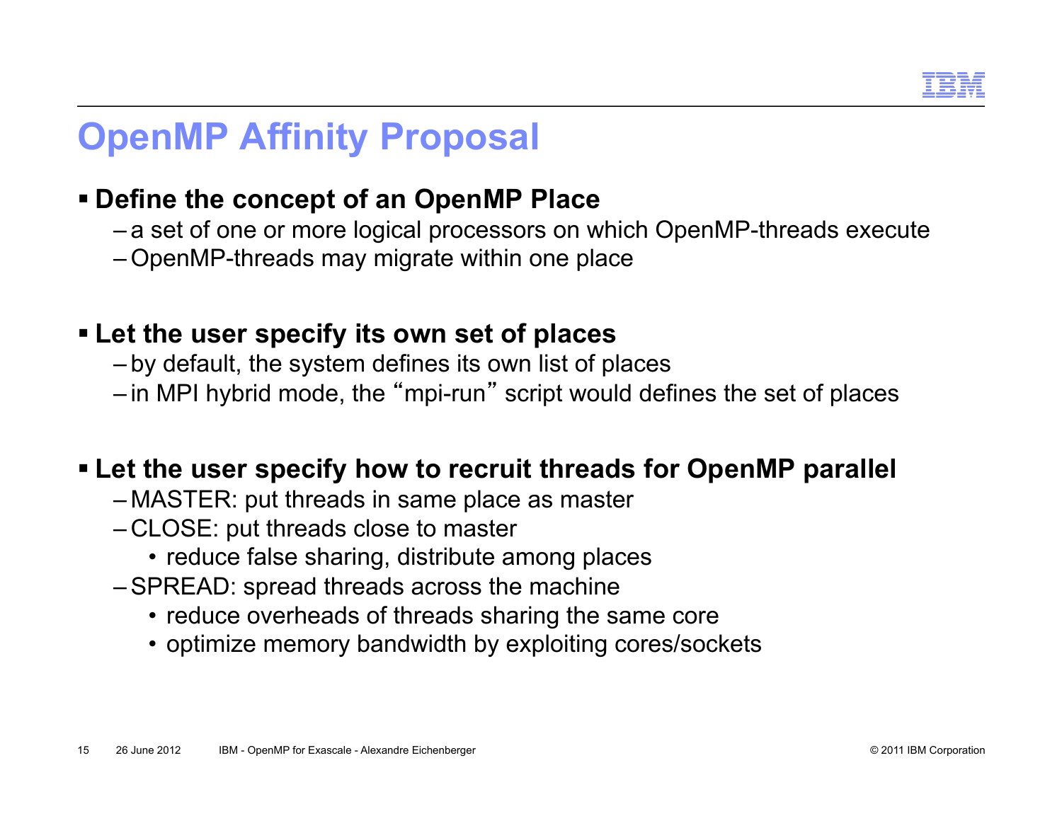# OpenMP Affinity Proposal

- **Define the concept of an OpenMP Place**
  - a set of one or more logical processors on which OpenMP-threads execute
  - OpenMP-threads may migrate within one place

- **Let the user specify its own set of places**
  - by default, the system defines its own list of places
  - in MPI hybrid mode, the "mpi-run" script would defines the set of places

- **Let the user specify how to recruit threads for OpenMP parallel**
  - MASTER: put threads in same place as master
  - CLOSE: put threads close to master
    - reduce false sharing, distribute among places
  - SPREAD: spread threads across the machine
    - reduce overheads of threads sharing the same core
    - optimize memory bandwidth by exploiting cores/sockets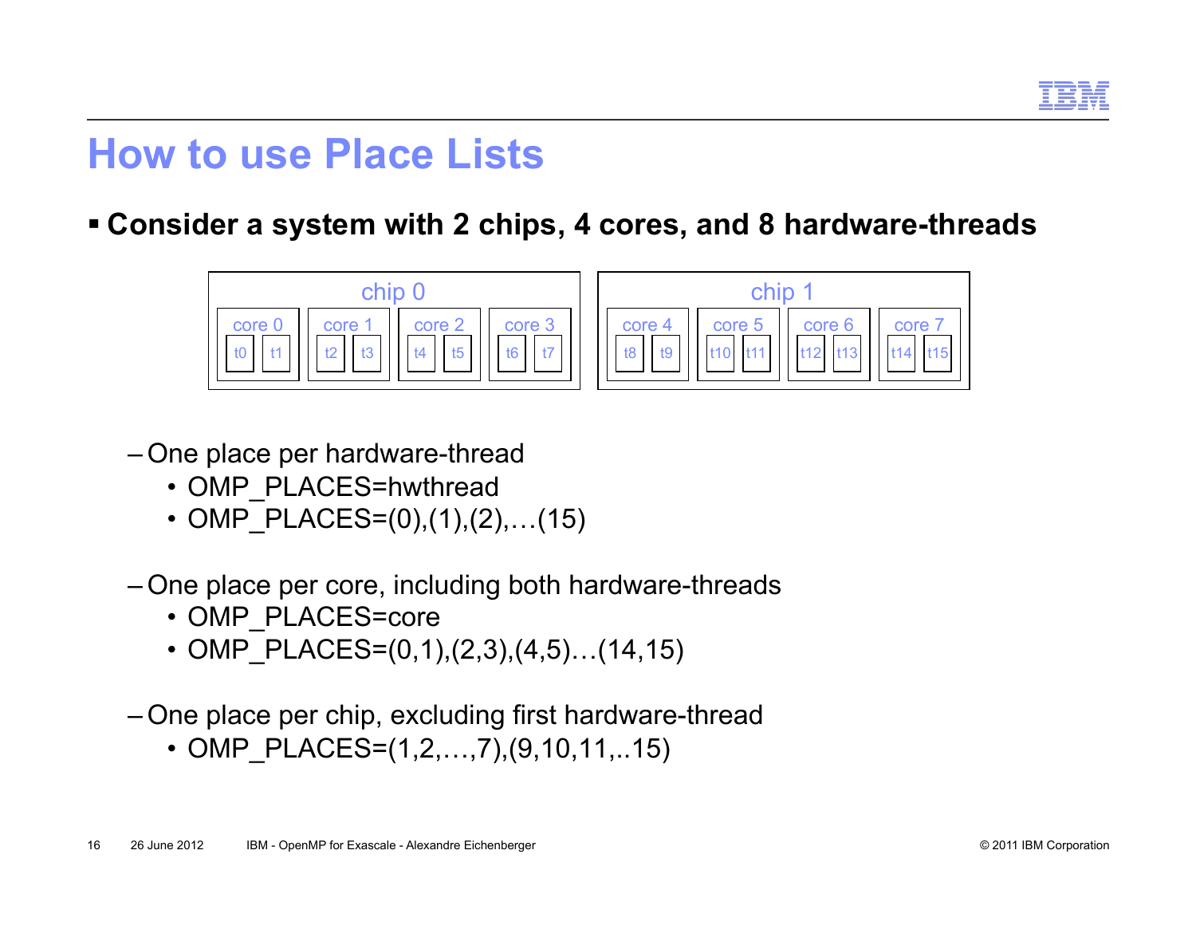# How to use Place Lists

- **Consider a system with 2 chips, 4 cores, and 8 hardware-threads**

| chip 0 | | | | chip 1 | | | |
|---|---|---|---|---|---|---|---|
| core 0 | core 1 | core 2 | core 3 | core 4 | core 5 | core 6 | core 7 |
| t0 t1 | t2 t3 | t4 t5 | t6 t7 | t8 t9 | t10 t11 | t12 t13 | t14 t15 |

- One place per hardware-thread
  - OMP_PLACES=hwthread
  - OMP_PLACES=(0),(1),(2),…(15)
- One place per core, including both hardware-threads
  - OMP_PLACES=core
  - OMP_PLACES=(0,1),(2,3),(4,5)…(14,15)
- One place per chip, excluding first hardware-thread
  - OMP_PLACES=(1,2,…,7),(9,10,11,..15)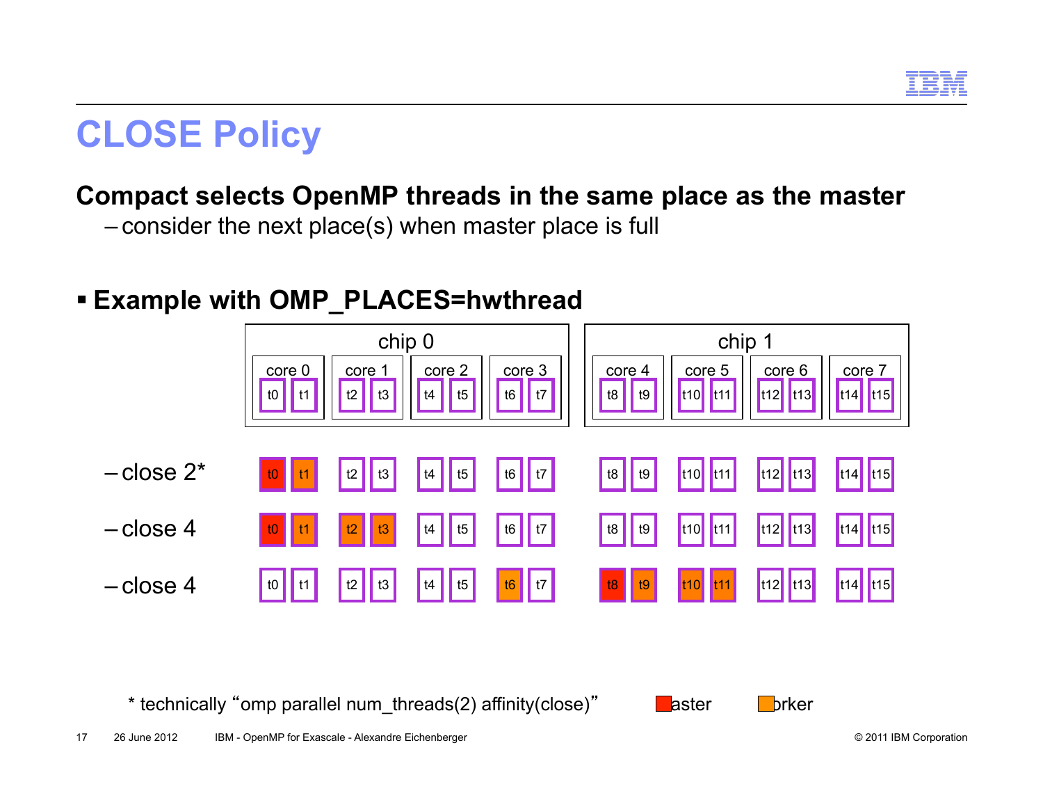# CLOSE Policy

**Compact selects OpenMP threads in the same place as the master**

– consider the next place(s) when master place is full

- **Example with OMP_PLACES=hwthread**

| | chip 0 | | | | | | | | chip 1 | | | | | | | |
|---|---|---|---|---|---|---|---|---|---|---|---|---|---|---|---|---|
| | core 0 | | core 1 | | core 2 | | core 3 | | core 4 | | core 5 | | core 6 | | core 7 | |
| | t0 | t1 | t2 | t3 | t4 | t5 | t6 | t7 | t8 | t9 | t10 | t11 | t12 | t13 | t14 | t15 |
| – close 2* | t0 (master) | t1 (worker) | t2 | t3 | t4 | t5 | t6 | t7 | t8 | t9 | t10 | t11 | t12 | t13 | t14 | t15 |
| – close 4 | t0 (master) | t1 (worker) | t2 (worker) | t3 (worker) | t4 | t5 | t6 | t7 | t8 | t9 | t10 | t11 | t12 | t13 | t14 | t15 |
| – close 4 | t0 | t1 | t2 | t3 | t4 | t5 | t6 (worker) | t7 | t8 (master) | t9 (worker) | t10 (worker) | t11 (worker) | t12 | t13 | t14 | t15 |

\* technically "omp parallel num_threads(2) affinity(close)"

master — worker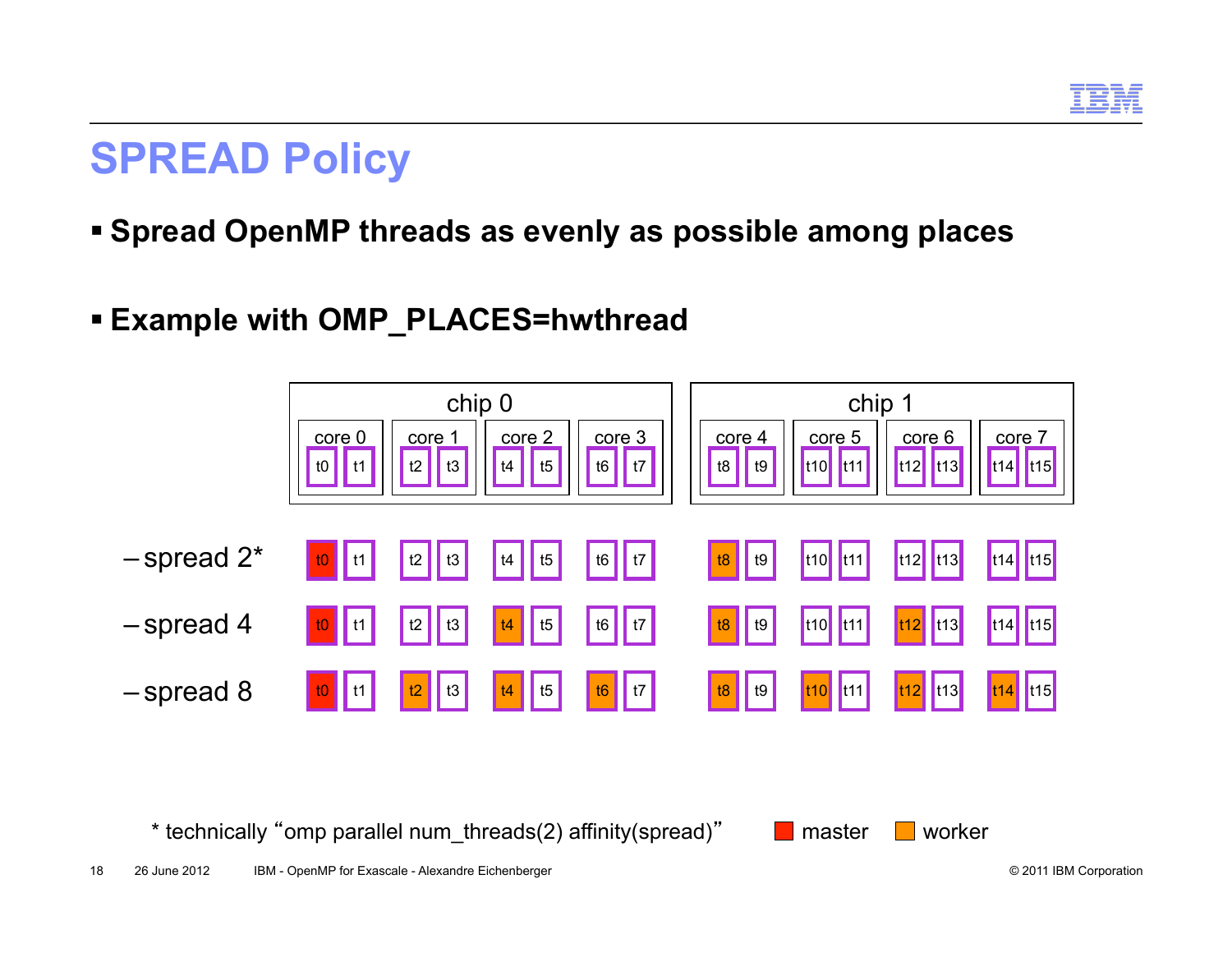# SPREAD Policy

- **Spread OpenMP threads as evenly as possible among places**

- **Example with OMP_PLACES=hwthread**

| | chip 0 | | | | | | | | chip 1 | | | | | | | |
|---|---|---|---|---|---|---|---|---|---|---|---|---|---|---|---|---|
| | core 0 | | core 1 | | core 2 | | core 3 | | core 4 | | core 5 | | core 6 | | core 7 | |
| | t0 | t1 | t2 | t3 | t4 | t5 | t6 | t7 | t8 | t9 | t10 | t11 | t12 | t13 | t14 | t15 |
| – spread 2* | t0 (master) | t1 | t2 | t3 | t4 | t5 | t6 | t7 | t8 (worker) | t9 | t10 | t11 | t12 | t13 | t14 | t15 |
| – spread 4 | t0 (master) | t1 | t2 | t3 | t4 (worker) | t5 | t6 | t7 | t8 (worker) | t9 | t10 | t11 | t12 (worker) | t13 | t14 | t15 |
| – spread 8 | t0 (master) | t1 | t2 (worker) | t3 | t4 (worker) | t5 | t6 (worker) | t7 | t8 (worker) | t9 | t10 (worker) | t11 | t12 (worker) | t13 | t14 (worker) | t15 |

\* technically "omp parallel num_threads(2) affinity(spread)"

master worker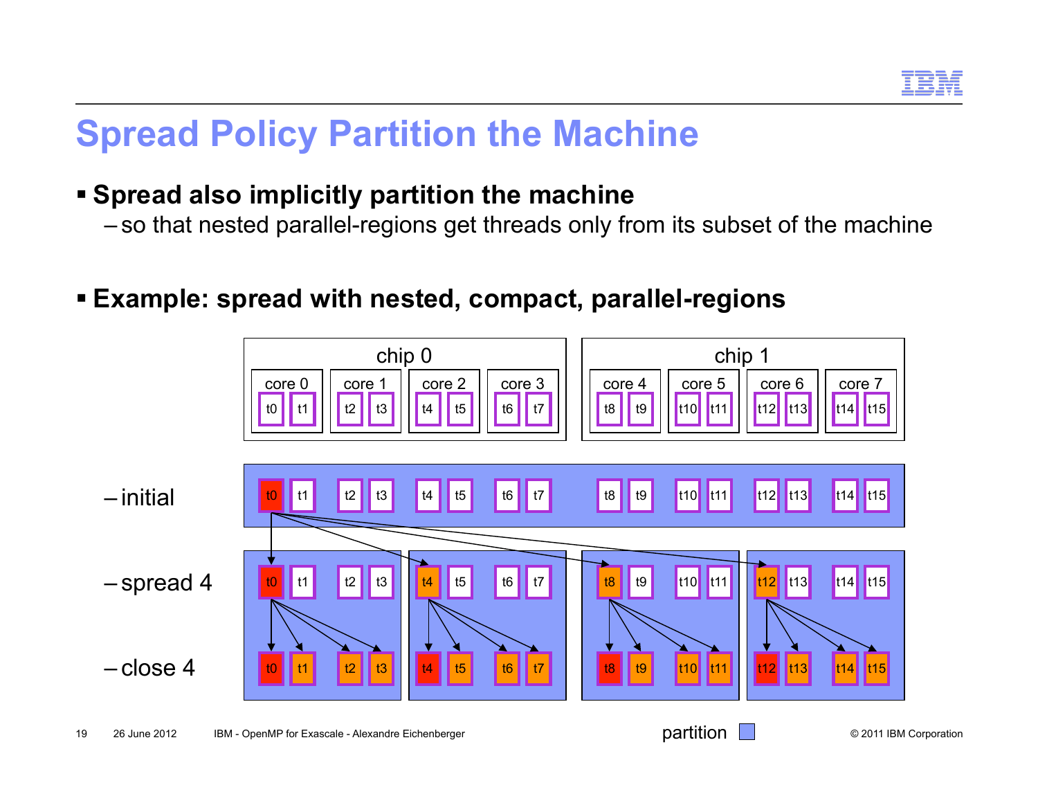# Spread Policy Partition the Machine

- **Spread also implicitly partition the machine**
  - so that nested parallel-regions get threads only from its subset of the machine

- **Example: spread with nested, compact, parallel-regions**

| | chip 0 | | | | chip 1 | | | |
|---|---|---|---|---|---|---|---|---|
| | core 0 | core 1 | core 2 | core 3 | core 4 | core 5 | core 6 | core 7 |
| | t0 t1 | t2 t3 | t4 t5 | t6 t7 | t8 t9 | t10 t11 | t12 t13 | t14 t15 |

– initial

– spread 4

– close 4

partition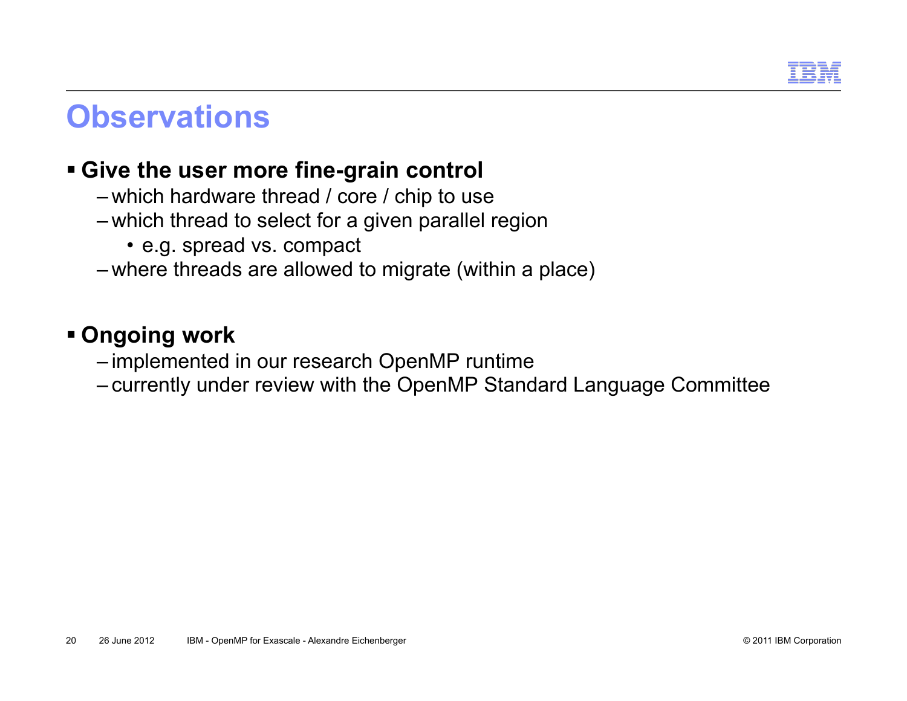# Observations

- **Give the user more fine-grain control**
  - which hardware thread / core / chip to use
  - which thread to select for a given parallel region
    - e.g. spread vs. compact
  - where threads are allowed to migrate (within a place)

- **Ongoing work**
  - implemented in our research OpenMP runtime
  - currently under review with the OpenMP Standard Language Committee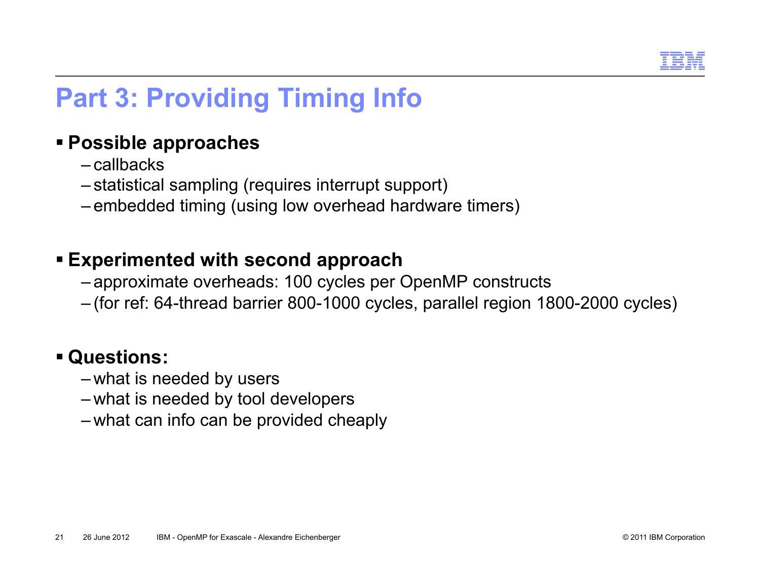# Part 3: Providing Timing Info

- **Possible approaches**
  - callbacks
  - statistical sampling (requires interrupt support)
  - embedded timing (using low overhead hardware timers)

- **Experimented with second approach**
  - approximate overheads: 100 cycles per OpenMP constructs
  - (for ref: 64-thread barrier 800-1000 cycles, parallel region 1800-2000 cycles)

- **Questions:**
  - what is needed by users
  - what is needed by tool developers
  - what can info can be provided cheaply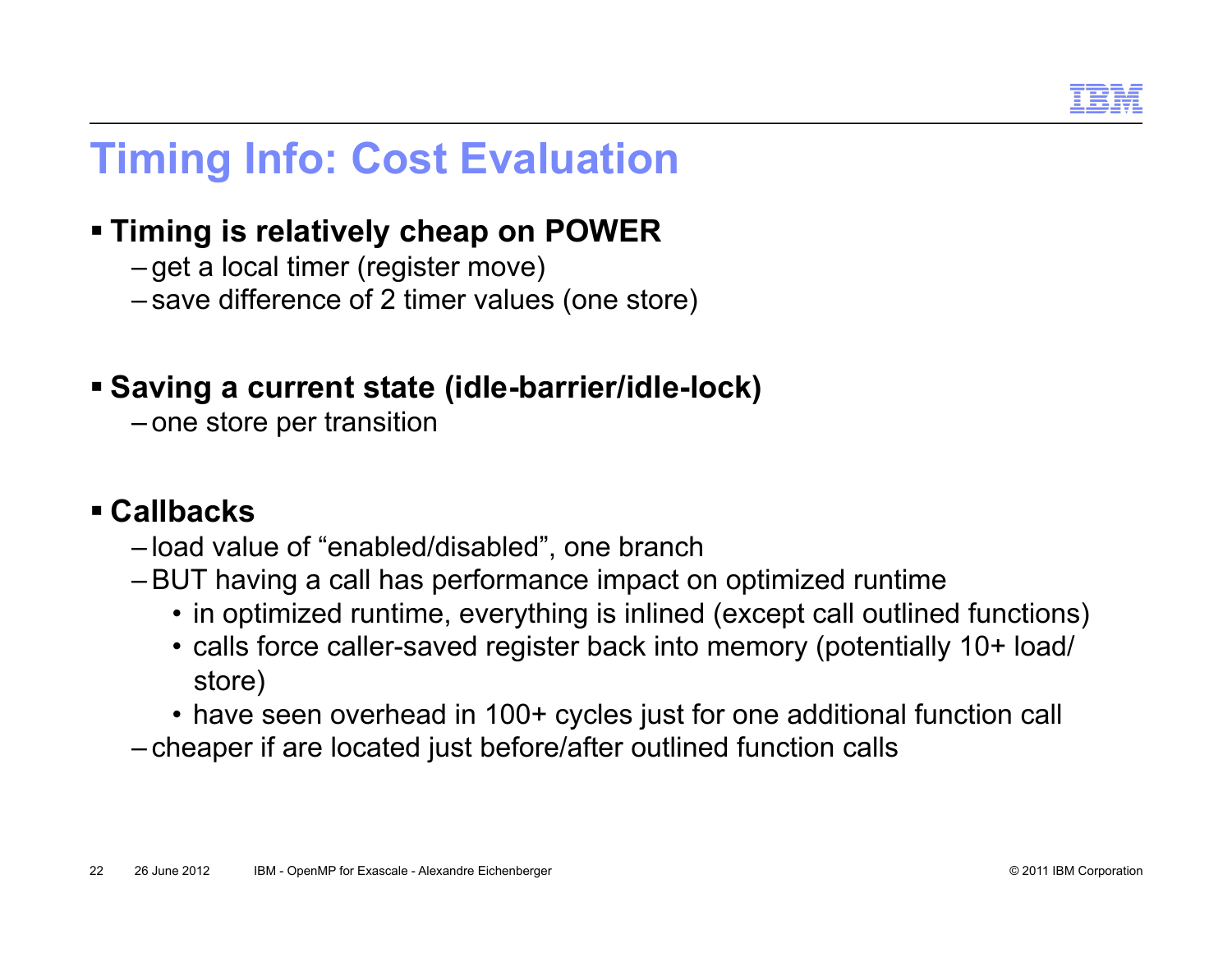# Timing Info: Cost Evaluation

- **Timing is relatively cheap on POWER**
  - get a local timer (register move)
  - save difference of 2 timer values (one store)

- **Saving a current state (idle-barrier/idle-lock)**
  - one store per transition

- **Callbacks**
  - load value of "enabled/disabled", one branch
  - BUT having a call has performance impact on optimized runtime
    - in optimized runtime, everything is inlined (except call outlined functions)
    - calls force caller-saved register back into memory (potentially 10+ load/store)
    - have seen overhead in 100+ cycles just for one additional function call
  - cheaper if are located just before/after outlined function calls